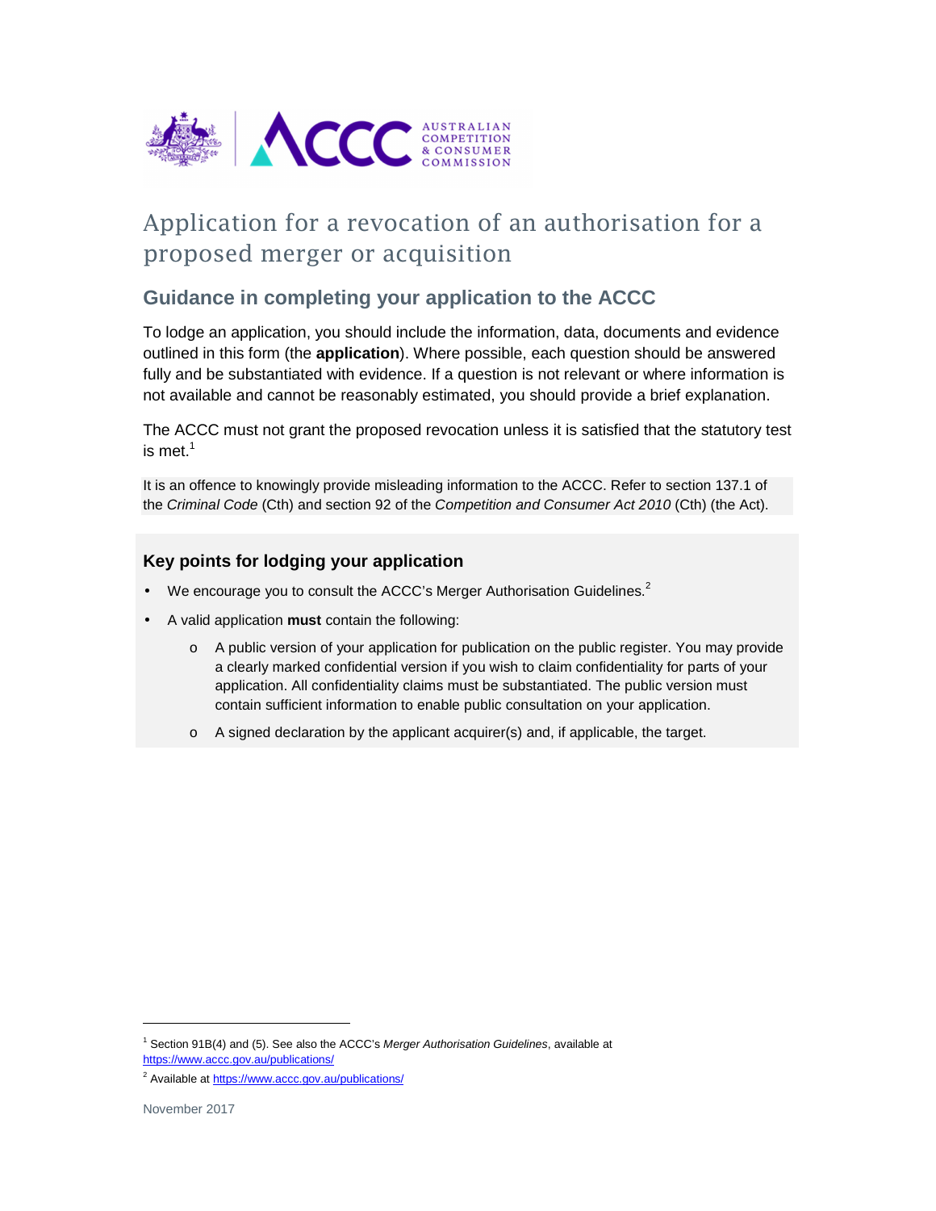# Application for a revocation of an authorisation for a proposed merger or acquisition

## Guidance in completing your application to the ACCC

To lodge an application, you should include the information, data, documents and evidence outlined in this form (the **application**). Where possible, each question should be answered fully and be substantiated with evidence. If a question is not relevant or where information is not available and cannot be reasonably estimated, you should provide a brief explanation.

The ACCC must not grant the proposed revocation unless it is satisfied that the statutory test is met.[1]

It is an offence to knowingly provide misleading information to the ACCC. Refer to section 137.1 of the *Criminal Code* (Cth) and section 92 of the *Competition and Consumer Act 2010* (Cth) (the Act).

### Key points for lodging your application

- We encourage you to consult the ACCC's Merger Authorisation Guidelines.[2]
- A valid application **must** contain the following:
  - A public version of your application for publication on the public register. You may provide a clearly marked confidential version if you wish to claim confidentiality for parts of your application. All confidentiality claims must be substantiated. The public version must contain sufficient information to enable public consultation on your application.
  - A signed declaration by the applicant acquirer(s) and, if applicable, the target.

---

[1] Section 91B(4) and (5). See also the ACCC's *Merger Authorisation Guidelines*, available at https://www.accc.gov.au/publications/

[2] Available at https://www.accc.gov.au/publications/

November 2017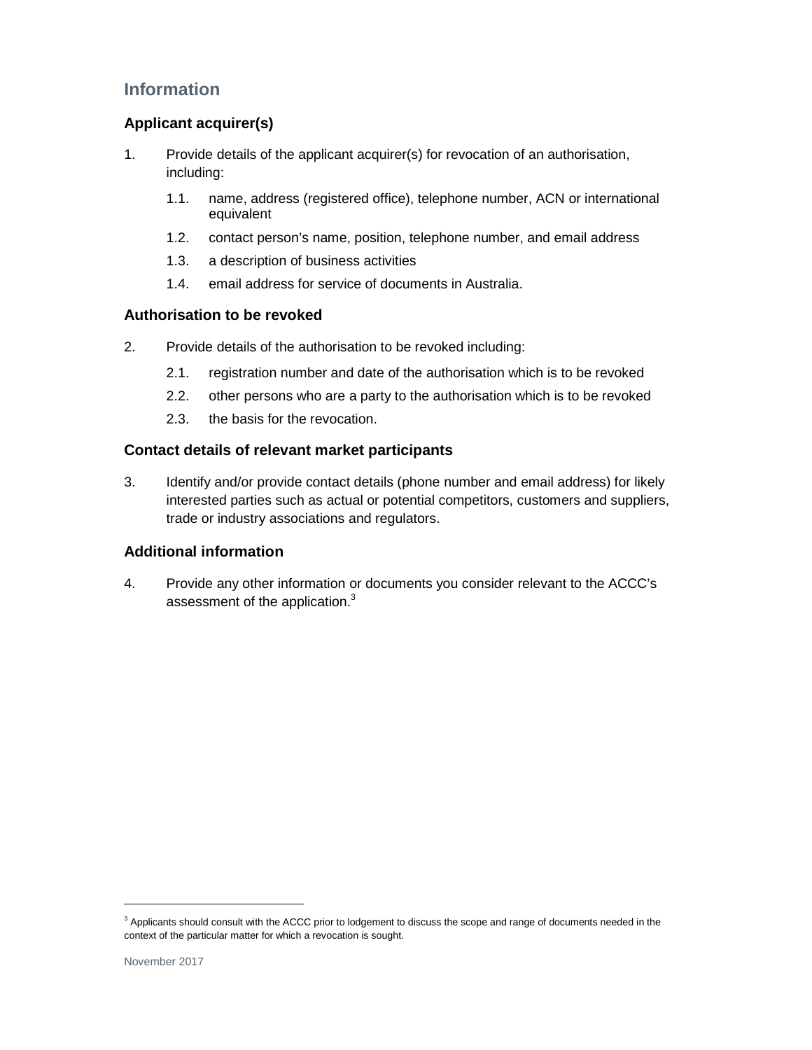## Information

### Applicant acquirer(s)

1. Provide details of the applicant acquirer(s) for revocation of an authorisation, including:

    1.1. name, address (registered office), telephone number, ACN or international equivalent

    1.2. contact person's name, position, telephone number, and email address

    1.3. a description of business activities

    1.4. email address for service of documents in Australia.

### Authorisation to be revoked

2. Provide details of the authorisation to be revoked including:

    2.1. registration number and date of the authorisation which is to be revoked

    2.2. other persons who are a party to the authorisation which is to be revoked

    2.3. the basis for the revocation.

### Contact details of relevant market participants

3. Identify and/or provide contact details (phone number and email address) for likely interested parties such as actual or potential competitors, customers and suppliers, trade or industry associations and regulators.

### Additional information

4. Provide any other information or documents you consider relevant to the ACCC's assessment of the application.[3]

---

[3] Applicants should consult with the ACCC prior to lodgement to discuss the scope and range of documents needed in the context of the particular matter for which a revocation is sought.

November 2017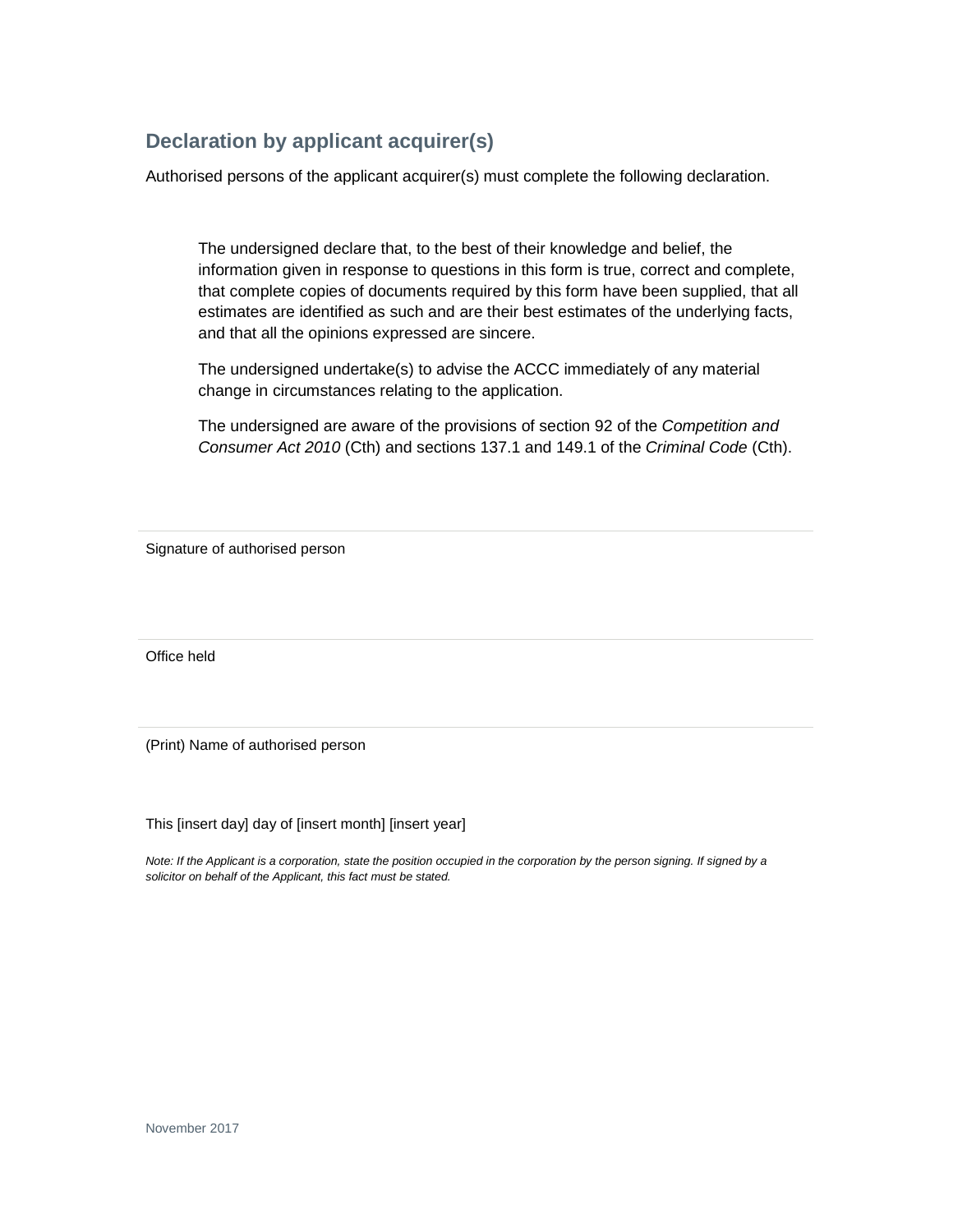## Declaration by applicant acquirer(s)

Authorised persons of the applicant acquirer(s) must complete the following declaration.

> The undersigned declare that, to the best of their knowledge and belief, the information given in response to questions in this form is true, correct and complete, that complete copies of documents required by this form have been supplied, that all estimates are identified as such and are their best estimates of the underlying facts, and that all the opinions expressed are sincere.
>
> The undersigned undertake(s) to advise the ACCC immediately of any material change in circumstances relating to the application.
>
> The undersigned are aware of the provisions of section 92 of the *Competition and Consumer Act 2010* (Cth) and sections 137.1 and 149.1 of the *Criminal Code* (Cth).

---

Signature of authorised person

---

Office held

---

(Print) Name of authorised person

This [insert day] day of [insert month] [insert year]

*Note: If the Applicant is a corporation, state the position occupied in the corporation by the person signing. If signed by a solicitor on behalf of the Applicant, this fact must be stated.*

November 2017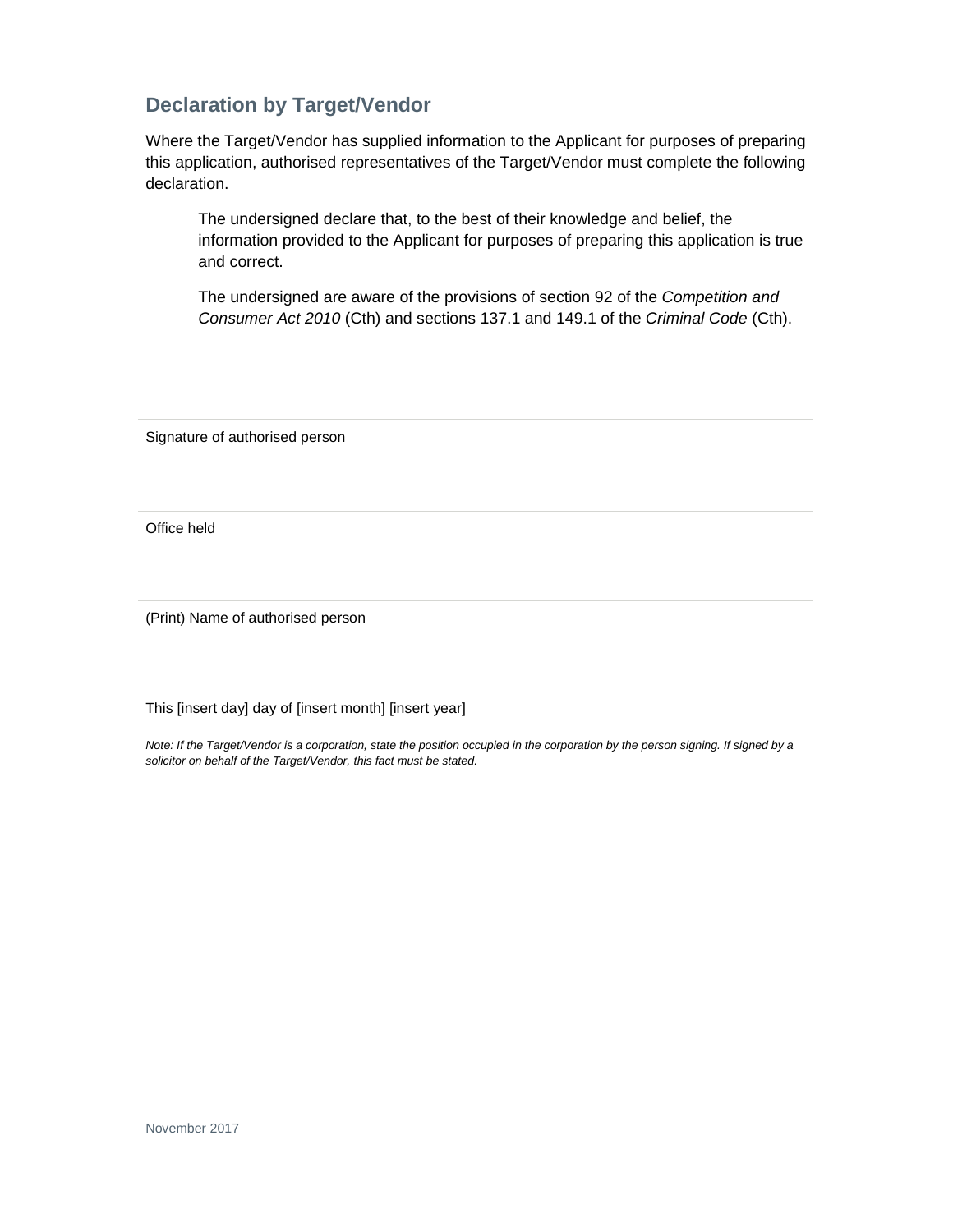## Declaration by Target/Vendor

Where the Target/Vendor has supplied information to the Applicant for purposes of preparing this application, authorised representatives of the Target/Vendor must complete the following declaration.

> The undersigned declare that, to the best of their knowledge and belief, the information provided to the Applicant for purposes of preparing this application is true and correct.
>
> The undersigned are aware of the provisions of section 92 of the *Competition and Consumer Act 2010* (Cth) and sections 137.1 and 149.1 of the *Criminal Code* (Cth).

---

Signature of authorised person

---

Office held

---

(Print) Name of authorised person

This [insert day] day of [insert month] [insert year]

*Note: If the Target/Vendor is a corporation, state the position occupied in the corporation by the person signing. If signed by a solicitor on behalf of the Target/Vendor, this fact must be stated.*

November 2017